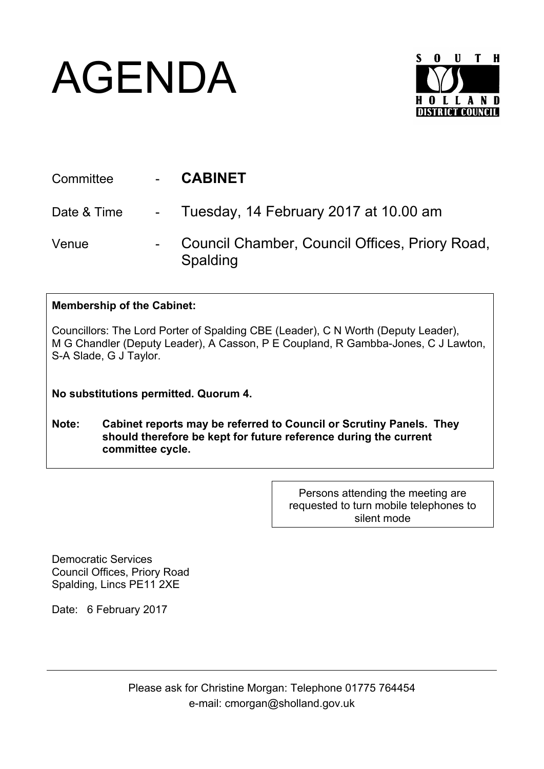# AGENDA

SOUTH HOLLAND DISTRICT COUNCIL

| | | |
|---|---|---|
| Committee | - | **CABINET** |
| Date & Time | - | Tuesday, 14 February 2017 at 10.00 am |
| Venue | - | Council Chamber, Council Offices, Priory Road, Spalding |

**Membership of the Cabinet:**

Councillors: The Lord Porter of Spalding CBE (Leader), C N Worth (Deputy Leader), M G Chandler (Deputy Leader), A Casson, P E Coupland, R Gambba-Jones, C J Lawton, S-A Slade, G J Taylor.

**No substitutions permitted. Quorum 4.**

**Note: Cabinet reports may be referred to Council or Scrutiny Panels. They should therefore be kept for future reference during the current committee cycle.**

Persons attending the meeting are requested to turn mobile telephones to silent mode

Democratic Services
Council Offices, Priory Road
Spalding, Lincs PE11 2XE

Date: 6 February 2017

---

Please ask for Christine Morgan: Telephone 01775 764454
e-mail: cmorgan@sholland.gov.uk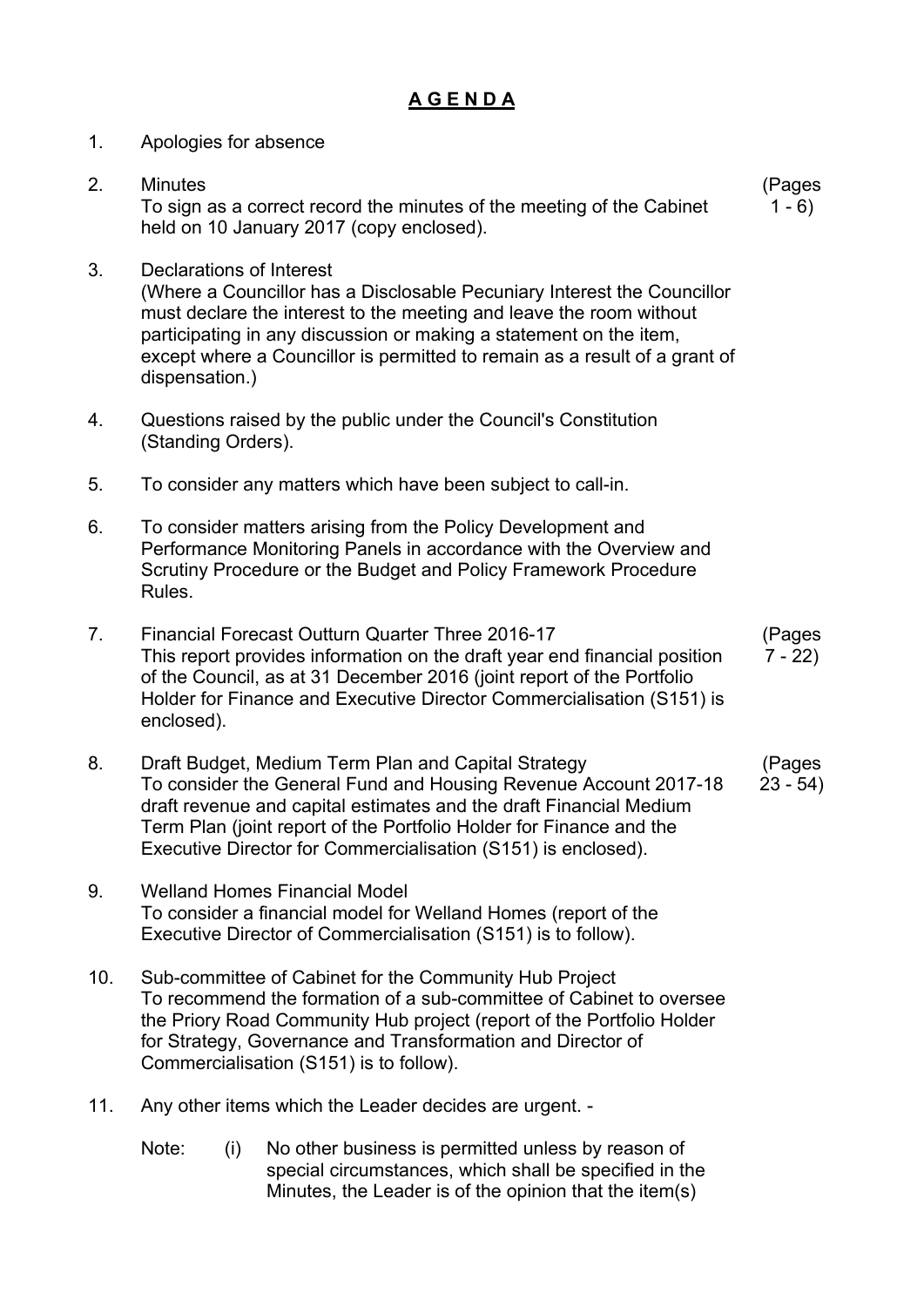# **A G E N D A**

1. Apologies for absence

2. Minutes
   To sign as a correct record the minutes of the meeting of the Cabinet held on 10 January 2017 (copy enclosed). (Pages 1 - 6)

3. Declarations of Interest
   (Where a Councillor has a Disclosable Pecuniary Interest the Councillor must declare the interest to the meeting and leave the room without participating in any discussion or making a statement on the item, except where a Councillor is permitted to remain as a result of a grant of dispensation.)

4. Questions raised by the public under the Council's Constitution (Standing Orders).

5. To consider any matters which have been subject to call-in.

6. To consider matters arising from the Policy Development and Performance Monitoring Panels in accordance with the Overview and Scrutiny Procedure or the Budget and Policy Framework Procedure Rules.

7. Financial Forecast Outturn Quarter Three 2016-17
   This report provides information on the draft year end financial position of the Council, as at 31 December 2016 (joint report of the Portfolio Holder for Finance and Executive Director Commercialisation (S151) is enclosed). (Pages 7 - 22)

8. Draft Budget, Medium Term Plan and Capital Strategy
   To consider the General Fund and Housing Revenue Account 2017-18 draft revenue and capital estimates and the draft Financial Medium Term Plan (joint report of the Portfolio Holder for Finance and the Executive Director for Commercialisation (S151) is enclosed). (Pages 23 - 54)

9. Welland Homes Financial Model
   To consider a financial model for Welland Homes (report of the Executive Director of Commercialisation (S151) is to follow).

10. Sub-committee of Cabinet for the Community Hub Project
    To recommend the formation of a sub-committee of Cabinet to oversee the Priory Road Community Hub project (report of the Portfolio Holder for Strategy, Governance and Transformation and Director of Commercialisation (S151) is to follow).

11. Any other items which the Leader decides are urgent. -

    Note: (i) No other business is permitted unless by reason of special circumstances, which shall be specified in the Minutes, the Leader is of the opinion that the item(s)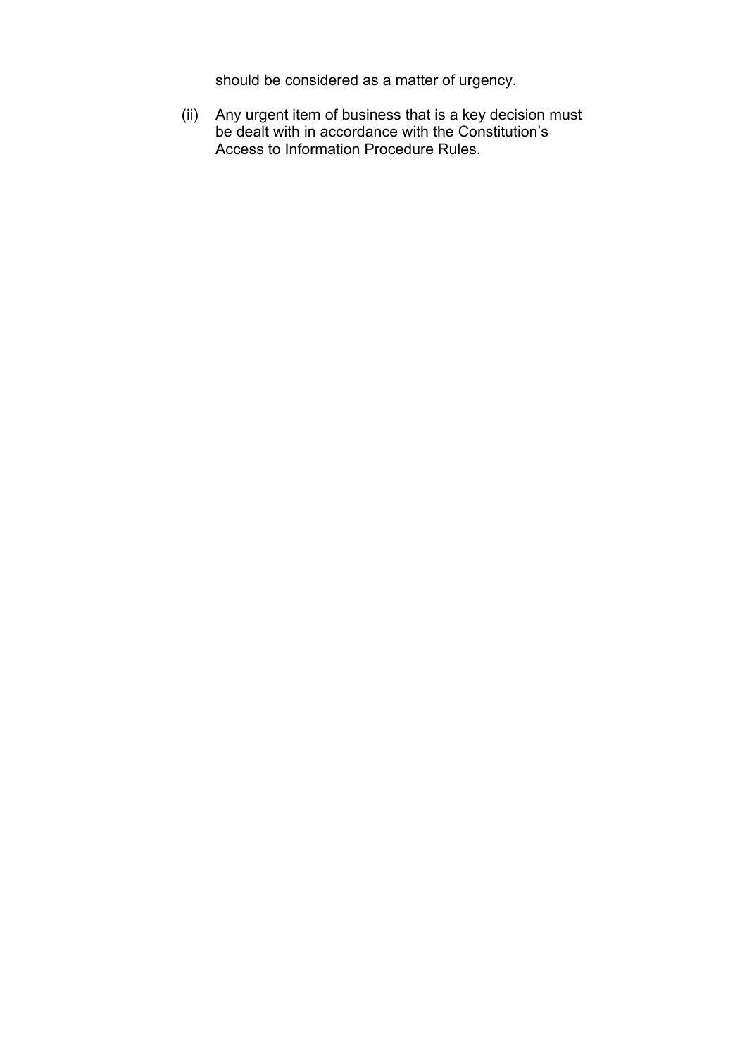should be considered as a matter of urgency.

(ii) Any urgent item of business that is a key decision must be dealt with in accordance with the Constitution's Access to Information Procedure Rules.